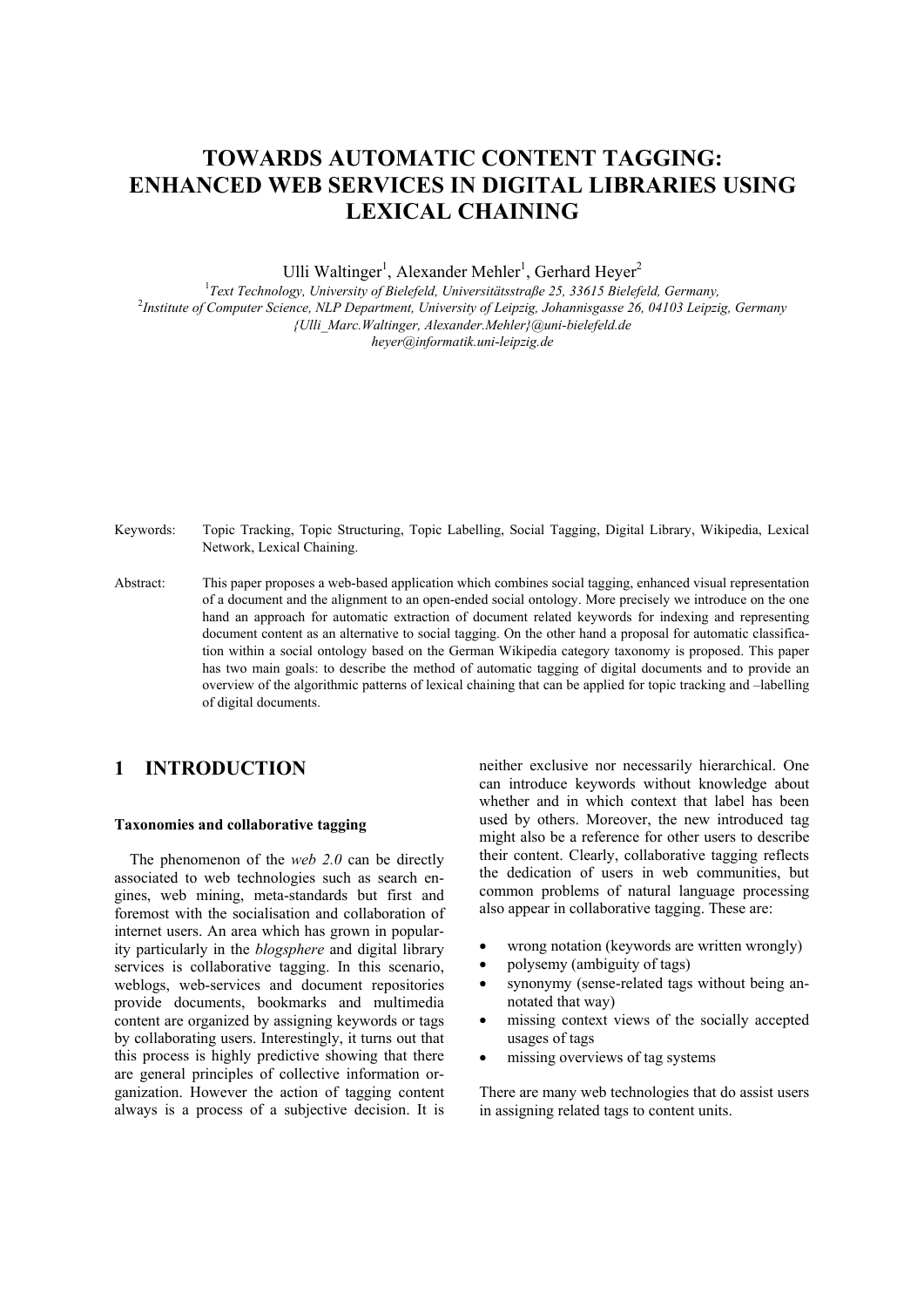# TOWARDS AUTOMATIC CONTENT TAGGING: ENHANCED WEB SERVICES IN DIGITAL LIBRARIES USING LEXICAL CHAINING

Ulli Waltinger[1], Alexander Mehler[1], Gerhard Heyer[2]

[1]*Text Technology, University of Bielefeld, Universitätsstraße 25, 33615 Bielefeld, Germany,*
[2]*Institute of Computer Science, NLP Department, University of Leipzig, Johannisgasse 26, 04103 Leipzig, Germany*
*{Ulli_Marc.Waltinger, Alexander.Mehler}@uni-bielefeld.de*
*heyer@informatik.uni-leipzig.de*

Keywords: Topic Tracking, Topic Structuring, Topic Labelling, Social Tagging, Digital Library, Wikipedia, Lexical Network, Lexical Chaining.

Abstract: This paper proposes a web-based application which combines social tagging, enhanced visual representation of a document and the alignment to an open-ended social ontology. More precisely we introduce on the one hand an approach for automatic extraction of document related keywords for indexing and representing document content as an alternative to social tagging. On the other hand a proposal for automatic classification within a social ontology based on the German Wikipedia category taxonomy is proposed. This paper has two main goals: to describe the method of automatic tagging of digital documents and to provide an overview of the algorithmic patterns of lexical chaining that can be applied for topic tracking and –labelling of digital documents.

## 1 INTRODUCTION

### Taxonomies and collaborative tagging

The phenomenon of the *web 2.0* can be directly associated to web technologies such as search engines, web mining, meta-standards but first and foremost with the socialisation and collaboration of internet users. An area which has grown in popularity particularly in the *blogsphere* and digital library services is collaborative tagging. In this scenario, weblogs, web-services and document repositories provide documents, bookmarks and multimedia content are organized by assigning keywords or tags by collaborating users. Interestingly, it turns out that this process is highly predictive showing that there are general principles of collective information organization. However the action of tagging content always is a process of a subjective decision. It is neither exclusive nor necessarily hierarchical. One can introduce keywords without knowledge about whether and in which context that label has been used by others. Moreover, the new introduced tag might also be a reference for other users to describe their content. Clearly, collaborative tagging reflects the dedication of users in web communities, but common problems of natural language processing also appear in collaborative tagging. These are:

- wrong notation (keywords are written wrongly)
- polysemy (ambiguity of tags)
- synonymy (sense-related tags without being annotated that way)
- missing context views of the socially accepted usages of tags
- missing overviews of tag systems

There are many web technologies that do assist users in assigning related tags to content units.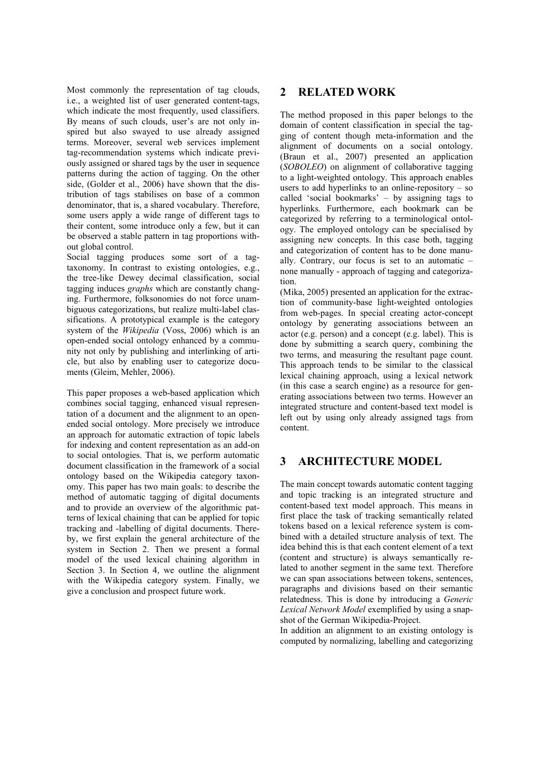Most commonly the representation of tag clouds, i.e., a weighted list of user generated content-tags, which indicate the most frequently, used classifiers. By means of such clouds, user's are not only inspired but also swayed to use already assigned terms. Moreover, several web services implement tag-recommendation systems which indicate previously assigned or shared tags by the user in sequence patterns during the action of tagging. On the other side, (Golder et al., 2006) have shown that the distribution of tags stabilises on base of a common denominator, that is, a shared vocabulary. Therefore, some users apply a wide range of different tags to their content, some introduce only a few, but it can be observed a stable pattern in tag proportions without global control.

Social tagging produces some sort of a tag-taxonomy. In contrast to existing ontologies, e.g., the tree-like Dewey decimal classification, social tagging induces *graphs* which are constantly changing. Furthermore, folksonomies do not force unambiguous categorizations, but realize multi-label classifications. A prototypical example is the category system of the *Wikipedia* (Voss, 2006) which is an open-ended social ontology enhanced by a community not only by publishing and interlinking of article, but also by enabling user to categorize documents (Gleim, Mehler, 2006).

This paper proposes a web-based application which combines social tagging, enhanced visual representation of a document and the alignment to an open-ended social ontology. More precisely we introduce an approach for automatic extraction of topic labels for indexing and content representation as an add-on to social ontologies. That is, we perform automatic document classification in the framework of a social ontology based on the Wikipedia category taxonomy. This paper has two main goals: to describe the method of automatic tagging of digital documents and to provide an overview of the algorithmic patterns of lexical chaining that can be applied for topic tracking and -labelling of digital documents. Thereby, we first explain the general architecture of the system in Section 2. Then we present a formal model of the used lexical chaining algorithm in Section 3. In Section 4, we outline the alignment with the Wikipedia category system. Finally, we give a conclusion and prospect future work.

## 2 RELATED WORK

The method proposed in this paper belongs to the domain of content classification in special the tagging of content though meta-information and the alignment of documents on a social ontology. (Braun et al., 2007) presented an application (*SOBOLEO*) on alignment of collaborative tagging to a light-weighted ontology. This approach enables users to add hyperlinks to an online-repository – so called 'social bookmarks' – by assigning tags to hyperlinks. Furthermore, each bookmark can be categorized by referring to a terminological ontology. The employed ontology can be specialised by assigning new concepts. In this case both, tagging and categorization of content has to be done manually. Contrary, our focus is set to an automatic – none manually - approach of tagging and categorization.

(Mika, 2005) presented an application for the extraction of community-base light-weighted ontologies from web-pages. In special creating actor-concept ontology by generating associations between an actor (e.g. person) and a concept (e.g. label). This is done by submitting a search query, combining the two terms, and measuring the resultant page count. This approach tends to be similar to the classical lexical chaining approach, using a lexical network (in this case a search engine) as a resource for generating associations between two terms. However an integrated structure and content-based text model is left out by using only already assigned tags from content.

## 3 ARCHITECTURE MODEL

The main concept towards automatic content tagging and topic tracking is an integrated structure and content-based text model approach. This means in first place the task of tracking semantically related tokens based on a lexical reference system is combined with a detailed structure analysis of text. The idea behind this is that each content element of a text (content and structure) is always semantically related to another segment in the same text. Therefore we can span associations between tokens, sentences, paragraphs and divisions based on their semantic relatedness. This is done by introducing a *Generic Lexical Network Model* exemplified by using a snapshot of the German Wikipedia-Project.

In addition an alignment to an existing ontology is computed by normalizing, labelling and categorizing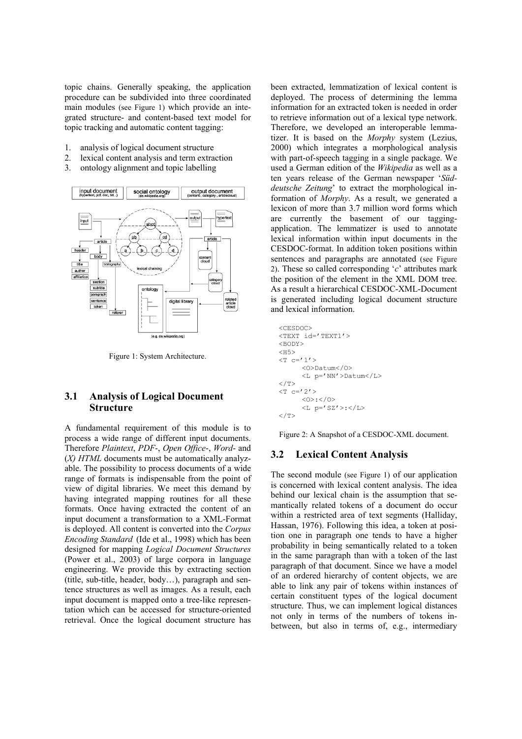topic chains. Generally speaking, the application procedure can be subdivided into three coordinated main modules (see Figure 1) which provide an integrated structure- and content-based text model for topic tracking and automatic content tagging:

1. analysis of logical document structure
2. lexical content analysis and term extraction
3. ontology alignment and topic labelling

Figure 1: System Architecture.

### 3.1 Analysis of Logical Document Structure

A fundamental requirement of this module is to process a wide range of different input documents. Therefore *Plaintext*, *PDF*-, *Open Office*-, *Word*- and (*X) HTML* documents must be automatically analyzable. The possibility to process documents of a wide range of formats is indispensable from the point of view of digital libraries. We meet this demand by having integrated mapping routines for all these formats. Once having extracted the content of an input document a transformation to a XML-Format is deployed. All content is converted into the *Corpus Encoding Standard* (Ide et al., 1998) which has been designed for mapping *Logical Document Structures* (Power et al., 2003) of large corpora in language engineering. We provide this by extracting section (title, sub-title, header, body…), paragraph and sentence structures as well as images. As a result, each input document is mapped onto a tree-like representation which can be accessed for structure-oriented retrieval. Once the logical document structure has been extracted, lemmatization of lexical content is deployed. The process of determining the lemma information for an extracted token is needed in order to retrieve information out of a lexical type network. Therefore, we developed an interoperable lemmatizer. It is based on the *Morphy* system (Lezius, 2000) which integrates a morphological analysis with part-of-speech tagging in a single package. We used a German edition of the *Wikipedia* as well as a ten years release of the German newspaper '*Süddeutsche Zeitung*' to extract the morphological information of *Morphy*. As a result, we generated a lexicon of more than 3.7 million word forms which are currently the basement of our tagging-application. The lemmatizer is used to annotate lexical information within input documents in the CESDOC-format. In addition token positions within sentences and paragraphs are annotated (see Figure 2). These so called corresponding '*c*' attributes mark the position of the element in the XML DOM tree. As a result a hierarchical CESDOC-XML-Document is generated including logical document structure and lexical information.

```
<CESDOC>
<TEXT id='TEXT1'>
<BODY>
<H5>
<T c='1'>
      <O>Datum</O>
      <L p='NN'>Datum</L>
</T>
<T c='2'>
      <O>:</O>
      <L p='SZ'>:</L>
</T>
```

Figure 2: A Snapshot of a CESDOC-XML document.

### 3.2 Lexical Content Analysis

The second module (see Figure 1) of our application is concerned with lexical content analysis. The idea behind our lexical chain is the assumption that semantically related tokens of a document do occur within a restricted area of text segments (Halliday, Hassan, 1976). Following this idea, a token at position one in paragraph one tends to have a higher probability in being semantically related to a token in the same paragraph than with a token of the last paragraph of that document. Since we have a model of an ordered hierarchy of content objects, we are able to link any pair of tokens within instances of certain constituent types of the logical document structure. Thus, we can implement logical distances not only in terms of the numbers of tokens in-between, but also in terms of, e.g., intermediary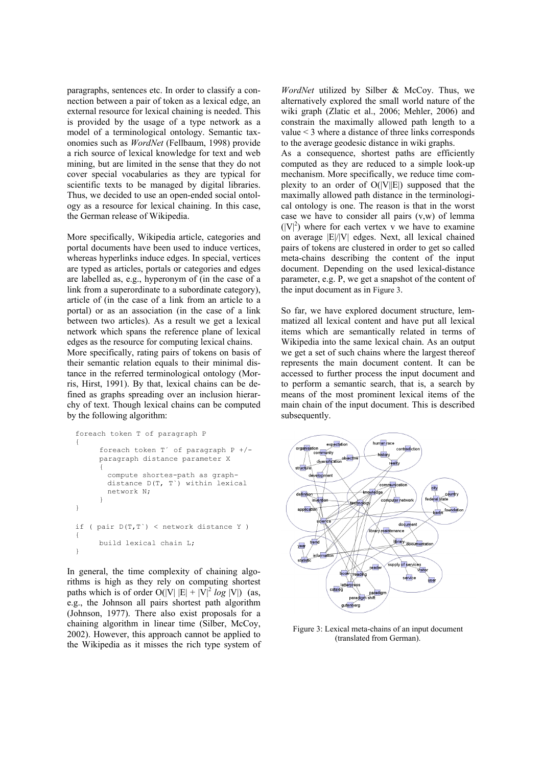paragraphs, sentences etc. In order to classify a connection between a pair of token as a lexical edge, an external resource for lexical chaining is needed. This is provided by the usage of a type network as a model of a terminological ontology. Semantic taxonomies such as *WordNet* (Fellbaum, 1998) provide a rich source of lexical knowledge for text and web mining, but are limited in the sense that they do not cover special vocabularies as they are typical for scientific texts to be managed by digital libraries. Thus, we decided to use an open-ended social ontology as a resource for lexical chaining. In this case, the German release of Wikipedia.

More specifically, Wikipedia article, categories and portal documents have been used to induce vertices, whereas hyperlinks induce edges. In special, vertices are typed as articles, portals or categories and edges are labelled as, e.g., hyperonym of (in the case of a link from a superordinate to a subordinate category), article of (in the case of a link from an article to a portal) or as an association (in the case of a link between two articles). As a result we get a lexical network which spans the reference plane of lexical edges as the resource for computing lexical chains.
More specifically, rating pairs of tokens on basis of their semantic relation equals to their minimal distance in the referred terminological ontology (Morris, Hirst, 1991). By that, lexical chains can be defined as graphs spreading over an inclusion hierarchy of text. Though lexical chains can be computed by the following algorithm:

```
foreach token T of paragraph P
{
      foreach token T´ of paragraph P +/-
      paragraph distance parameter X
      {
        compute shortes-path as graph-
        distance D(T, T`) within lexical
        network N;
      }
}

if ( pair D(T,T`) < network distance Y )
{
      build lexical chain L;
}
```

In general, the time complexity of chaining algorithms is high as they rely on computing shortest paths which is of order $O(|V|\,|E| + |V|^2 \log |V|)$ (as, e.g., the Johnson all pairs shortest path algorithm (Johnson, 1977). There also exist proposals for a chaining algorithm in linear time (Silber, McCoy, 2002). However, this approach cannot be applied to the Wikipedia as it misses the rich type system of *WordNet* utilized by Silber & McCoy. Thus, we alternatively explored the small world nature of the wiki graph (Zlatic et al., 2006; Mehler, 2006) and constrain the maximally allowed path length to a value < 3 where a distance of three links corresponds to the average geodesic distance in wiki graphs.
As a consequence, shortest paths are efficiently computed as they are reduced to a simple look-up mechanism. More specifically, we reduce time complexity to an order of $O(|V||E|)$ supposed that the maximally allowed path distance in the terminological ontology is one. The reason is that in the worst case we have to consider all pairs (v,w) of lemma ($|V|^2$) where for each vertex v we have to examine on average $|E|/|V|$ edges. Next, all lexical chained pairs of tokens are clustered in order to get so called meta-chains describing the content of the input document. Depending on the used lexical-distance parameter, e.g. P, we get a snapshot of the content of the input document as in Figure 3.

So far, we have explored document structure, lemmatized all lexical content and have put all lexical items which are semantically related in terms of Wikipedia into the same lexical chain. As an output we get a set of such chains where the largest thereof represents the main document content. It can be accessed to further process the input document and to perform a semantic search, that is, a search by means of the most prominent lexical items of the main chain of the input document. This is described subsequently.

Figure 3: Lexical meta-chains of an input document (translated from German).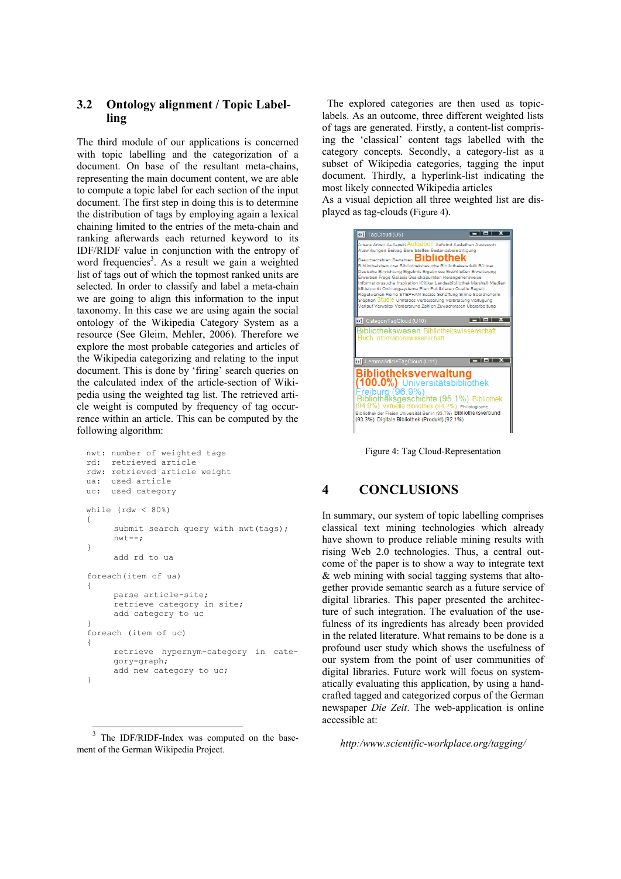## 3.2 Ontology alignment / Topic Labelling

The third module of our applications is concerned with topic labelling and the categorization of a document. On base of the resultant meta-chains, representing the main document content, we are able to compute a topic label for each section of the input document. The first step in doing this is to determine the distribution of tags by employing again a lexical chaining limited to the entries of the meta-chain and ranking afterwards each returned keyword to its IDF/RIDF value in conjunction with the entropy of word frequencies[3]. As a result we gain a weighted list of tags out of which the topmost ranked units are selected. In order to classify and label a meta-chain we are going to align this information to the input taxonomy. In this case we are using again the social ontology of the Wikipedia Category System as a resource (See Gleim, Mehler, 2006). Therefore we explore the most probable categories and articles of the Wikipedia categorizing and relating to the input document. This is done by 'firing' search queries on the calculated index of the article-section of Wikipedia using the weighted tag list. The retrieved article weight is computed by frequency of tag occurrence within an article. This can be computed by the following algorithm:

```
nwt: number of weighted tags
rd:  retrieved article
rdw: retrieved article weight
ua:  used article
uc:  used category

while (rdw < 80%)
{
     submit search query with nwt(tags);
     nwt--;
}
     add rd to ua

foreach(item of ua)
{
     parse article-site;
     retrieve category in site;
     add category to uc
}
foreach (item of uc)
{
     retrieve hypernym-category in cate-
     gory-graph;
     add new category to uc;
}
```

[3] The IDF/RIDF-Index was computed on the basement of the German Wikipedia Project.

The explored categories are then used as topic-labels. As an outcome, three different weighted lists of tags are generated. Firstly, a content-list comprising the 'classical' content tags labelled with the category concepts. Secondly, a category-list as a subset of Wikipedia categories, tagging the input document. Thirdly, a hyperlink-list indicating the most likely connected Wikipedia articles
As a visual depiction all three weighted list are displayed as tag-clouds (Figure 4).

Figure 4: Tag Cloud-Representation

# 4 CONCLUSIONS

In summary, our system of topic labelling comprises classical text mining technologies which already have shown to produce reliable mining results with rising Web 2.0 technologies. Thus, a central outcome of the paper is to show a way to integrate text & web mining with social tagging systems that altogether provide semantic search as a future service of digital libraries. This paper presented the architecture of such integration. The evaluation of the usefulness of its ingredients has already been provided in the related literature. What remains to be done is a profound user study which shows the usefulness of our system from the point of user communities of digital libraries. Future work will focus on systematically evaluating this application, by using a hand-crafted tagged and categorized corpus of the German newspaper *Die Zeit*. The web-application is online accessible at:

*http:/www.scientific-workplace.org/tagging/*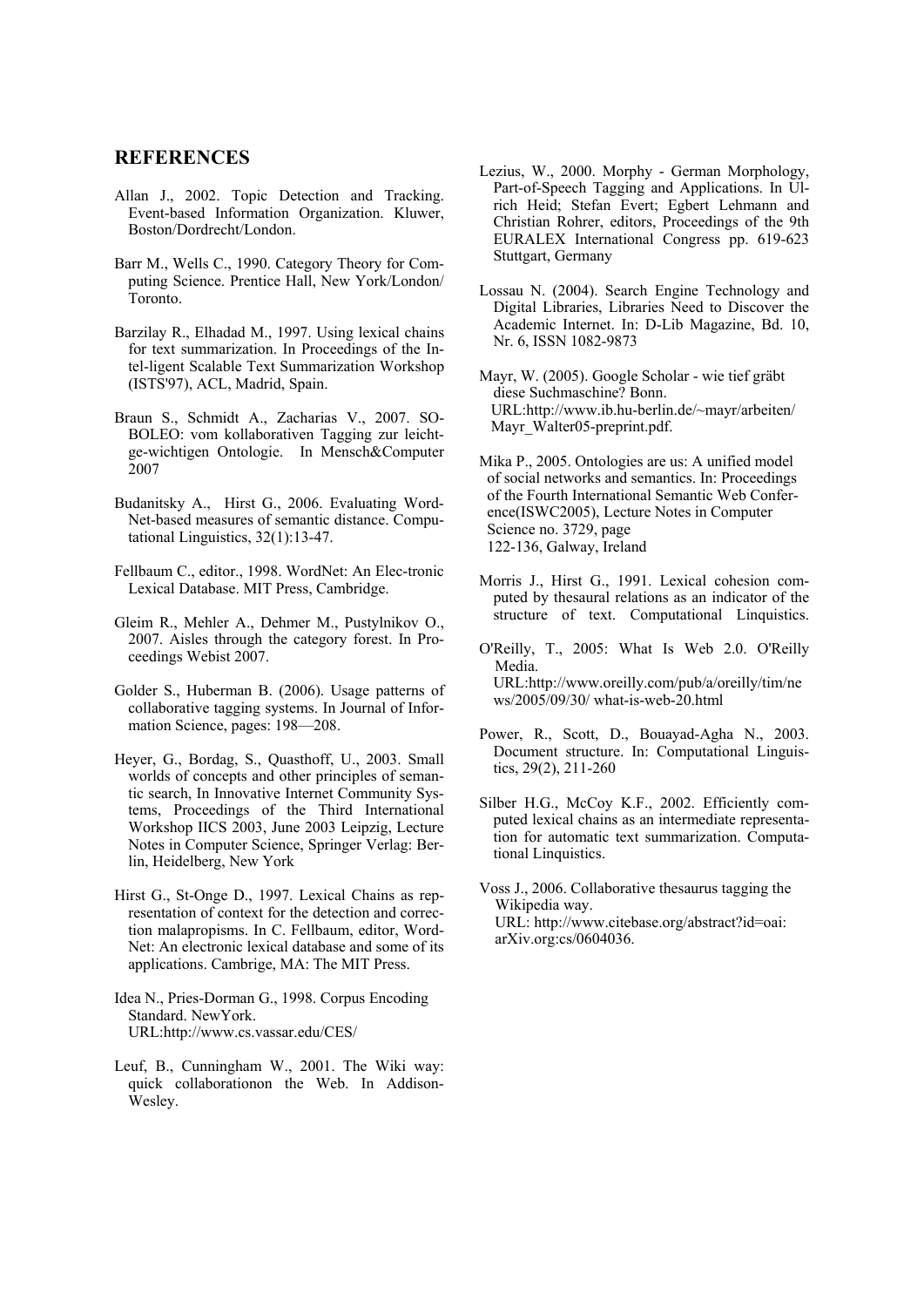## REFERENCES

Allan J., 2002. Topic Detection and Tracking. Event-based Information Organization. Kluwer, Boston/Dordrecht/London.

Barr M., Wells C., 1990. Category Theory for Computing Science. Prentice Hall, New York/London/ Toronto.

Barzilay R., Elhadad M., 1997. Using lexical chains for text summarization. In Proceedings of the Intel-ligent Scalable Text Summarization Workshop (ISTS'97), ACL, Madrid, Spain.

Braun S., Schmidt A., Zacharias V., 2007. SOBOLEO: vom kollaborativen Tagging zur leicht-ge-wichtigen Ontologie. In Mensch&Computer 2007

Budanitsky A., Hirst G., 2006. Evaluating WordNet-based measures of semantic distance. Computational Linguistics, 32(1):13-47.

Fellbaum C., editor., 1998. WordNet: An Elec-tronic Lexical Database. MIT Press, Cambridge.

Gleim R., Mehler A., Dehmer M., Pustylnikov O., 2007. Aisles through the category forest. In Proceedings Webist 2007.

Golder S., Huberman B. (2006). Usage patterns of collaborative tagging systems. In Journal of Information Science, pages: 198—208.

Heyer, G., Bordag, S., Quasthoff, U., 2003. Small worlds of concepts and other principles of semantic search, In Innovative Internet Community Systems, Proceedings of the Third International Workshop IICS 2003, June 2003 Leipzig, Lecture Notes in Computer Science, Springer Verlag: Berlin, Heidelberg, New York

Hirst G., St-Onge D., 1997. Lexical Chains as representation of context for the detection and correction malapropisms. In C. Fellbaum, editor, WordNet: An electronic lexical database and some of its applications. Cambrige, MA: The MIT Press.

Idea N., Pries-Dorman G., 1998. Corpus Encoding Standard. NewYork. URL:http://www.cs.vassar.edu/CES/

Leuf, B., Cunningham W., 2001. The Wiki way: quick collaborationon the Web. In Addison-Wesley.

Lezius, W., 2000. Morphy - German Morphology, Part-of-Speech Tagging and Applications. In Ulrich Heid; Stefan Evert; Egbert Lehmann and Christian Rohrer, editors, Proceedings of the 9th EURALEX International Congress pp. 619-623 Stuttgart, Germany

Lossau N. (2004). Search Engine Technology and Digital Libraries, Libraries Need to Discover the Academic Internet. In: D-Lib Magazine, Bd. 10, Nr. 6, ISSN 1082-9873

Mayr, W. (2005). Google Scholar - wie tief gräbt diese Suchmaschine? Bonn. URL:http://www.ib.hu-berlin.de/~mayr/arbeiten/ Mayr_Walter05-preprint.pdf.

Mika P., 2005. Ontologies are us: A unified model of social networks and semantics. In: Proceedings of the Fourth International Semantic Web Conference(ISWC2005), Lecture Notes in Computer Science no. 3729, page 122-136, Galway, Ireland

Morris J., Hirst G., 1991. Lexical cohesion computed by thesaural relations as an indicator of the structure of text. Computational Linquistics.

O'Reilly, T., 2005: What Is Web 2.0. O'Reilly Media. URL:http://www.oreilly.com/pub/a/oreilly/tim/news/2005/09/30/ what-is-web-20.html

Power, R., Scott, D., Bouayad-Agha N., 2003. Document structure. In: Computational Linguistics, 29(2), 211-260

Silber H.G., McCoy K.F., 2002. Efficiently computed lexical chains as an intermediate representation for automatic text summarization. Computational Linquistics.

Voss J., 2006. Collaborative thesaurus tagging the Wikipedia way. URL: http://www.citebase.org/abstract?id=oai: arXiv.org:cs/0604036.